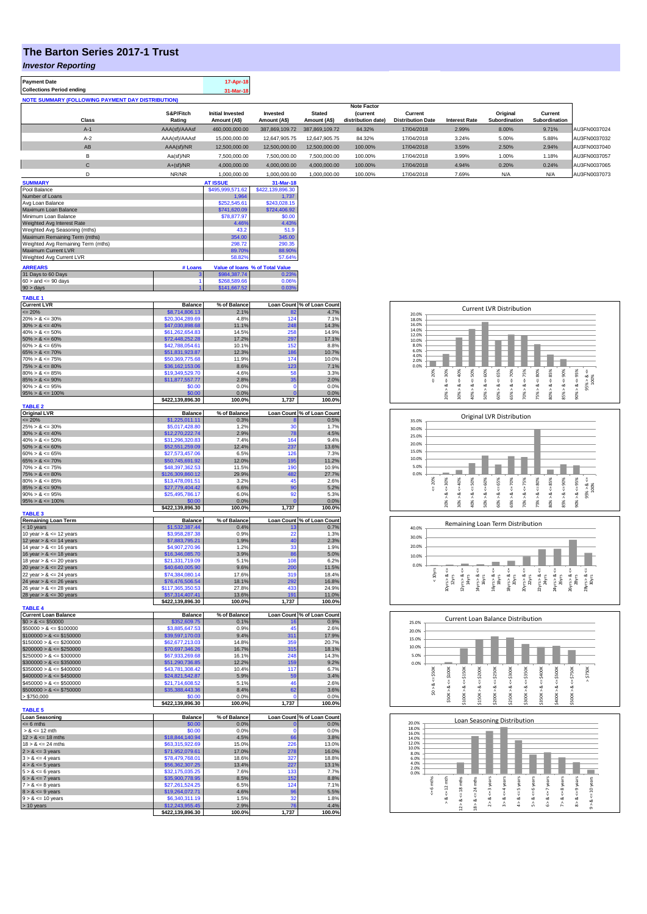# The Barton Series 2017-1 Trust

## *Investor Reporting*

| Payment Date | 17-Apr-18 |
|---|---|
| Collections Period ending | 31-Mar-18 |

**NOTE SUMMARY (FOLLOWING PAYMENT DAY DISTRIBUTION)**

| Class | S&P/Fitch Rating | Initial Invested Amount (A$) | Invested Amount (A$) | Stated Amount (A$) | Note Factor (current distribution date) | Current Distribution Date | Interest Rate | Original Subordination | Current Subordination | |
|---|---|---|---|---|---|---|---|---|---|---|
| A-1 | AAA(sf)/AAAsf | 460,000,000.00 | 387,869,109.72 | 387,869,109.72 | 84.32% | 17/04/2018 | 2.99% | 8.00% | 9.71% | AU3FN0037024 |
| A-2 | AAA(sf)/AAAsf | 15,000,000.00 | 12,647,905.75 | 12,647,905.75 | 84.32% | 17/04/2018 | 3.24% | 5.00% | 5.88% | AU3FN0037032 |
| AB | AAA(sf)/NR | 12,500,000.00 | 12,500,000.00 | 12,500,000.00 | 100.00% | 17/04/2018 | 3.59% | 2.50% | 2.94% | AU3FN0037040 |
| B | Aa(sf)/NR | 7,500,000.00 | 7,500,000.00 | 7,500,000.00 | 100.00% | 17/04/2018 | 3.99% | 1.00% | 1.18% | AU3FN0037057 |
| C | A+(sf)/NR | 4,000,000.00 | 4,000,000.00 | 4,000,000.00 | 100.00% | 17/04/2018 | 4.94% | 0.20% | 0.24% | AU3FN0037065 |
| D | NR/NR | 1,000,000.00 | 1,000,000.00 | 1,000,000.00 | 100.00% | 17/04/2018 | 7.69% | N/A | N/A | AU3FN0037073 |

| SUMMARY | AT ISSUE | 31-Mar-18 |
|---|---|---|
| Pool Balance | $495,999,571.62 | $422,139,896.30 |
| Number of Loans | 1,964 | 1,737 |
| Avg Loan Balance | $252,545.61 | $243,028.15 |
| Maximum Loan Balance | $741,620.09 | $724,406.92 |
| Minimum Loan Balance | $78,877.97 | $0.00 |
| Weighted Avg Interest Rate | 4.46% | 4.43% |
| Weighted Avg Seasoning (mths) | 43.2 | 51.9 |
| Maximum Remaining Term (mths) | 354.00 | 345.00 |
| Weighted Avg Remaining Term (mths) | 298.72 | 290.35 |
| Maximum Current LVR | 89.70% | 88.90% |
| Weighted Avg Current LVR | 58.82% | 57.64% |

| ARREARS | # Loans | Value of loans | % of Total Value |
|---|---|---|---|
| 31 Days to 60 Days | 3 | $984,387.74 | 0.23% |
| 60 > and <= 90 days | 1 | $268,589.66 | 0.06% |
| 90 > days | 1 | $141,667.52 | 0.03% |

**TABLE 1**

| Current LVR | Balance | % of Balance | Loan Count | % of Loan Count |
|---|---|---|---|---|
| <= 20% | $8,714,806.13 | 2.1% | 82 | 4.7% |
| 20% > & <= 30% | $20,304,289.69 | 4.8% | 124 | 7.1% |
| 30% > & <= 40% | $47,030,898.68 | 11.1% | 248 | 14.3% |
| 40% > & <= 50% | $61,262,654.83 | 14.5% | 258 | 14.9% |
| 50% > & <= 60% | $72,448,252.28 | 17.2% | 297 | 17.1% |
| 60% > & <= 65% | $42,788,054.61 | 10.1% | 152 | 8.8% |
| 65% > & <= 70% | $51,831,923.87 | 12.3% | 186 | 10.7% |
| 70% > & <= 75% | $50,369,775.68 | 11.9% | 174 | 10.0% |
| 75% > & <= 80% | $36,162,153.06 | 8.6% | 123 | 7.1% |
| 80% > & <= 85% | $19,349,529.70 | 4.6% | 58 | 3.3% |
| 85% > & <= 90% | $11,877,557.77 | 2.8% | 35 | 2.0% |
| 90% > & <= 95% | $0.00 | 0.0% | 0 | 0.0% |
| 95% > & <= 100% | $0.00 | 0.0% | 0 | 0.0% |
| | $422,139,896.30 | 100.0% | 1,737 | 100.0% |

**TABLE 2**

| Original LVR | Balance | % of Balance | Loan Count | % of Loan Count |
|---|---|---|---|---|
| <= 20% | $1,225,011.11 | 0.3% | 8 | 0.5% |
| 25% > & <= 30% | $5,017,428.80 | 1.2% | 30 | 1.7% |
| 30% > & <= 40% | $12,270,222.74 | 2.9% | 78 | 4.5% |
| 40% > & <= 50% | $31,296,320.83 | 7.4% | 164 | 9.4% |
| 50% > & <= 60% | $52,551,259.09 | 12.4% | 237 | 13.6% |
| 60% > & <= 65% | $27,573,457.06 | 6.5% | 126 | 7.3% |
| 65% > & <= 70% | $50,745,691.92 | 12.0% | 195 | 11.2% |
| 70% > & <= 75% | $48,397,362.53 | 11.5% | 190 | 10.9% |
| 75% > & <= 80% | $126,309,860.12 | 29.9% | 482 | 27.7% |
| 80% > & <= 85% | $13,478,091.51 | 3.2% | 45 | 2.6% |
| 85% > & <= 90% | $27,779,404.42 | 6.6% | 90 | 5.2% |
| 90% > & <= 95% | $25,495,786.17 | 6.0% | 92 | 5.3% |
| 95% > & <= 100% | $0.00 | 0.0% | 0 | 0.0% |
| | $422,139,896.30 | 100.0% | 1,737 | 100.0% |

**TABLE 3**

| Remaining Loan Term | Balance | % of Balance | Loan Count | % of Loan Count |
|---|---|---|---|---|
| < 10 years | $1,532,387.44 | 0.4% | 13 | 0.7% |
| 10 year > & <= 12 years | $3,958,287.38 | 0.9% | 22 | 1.3% |
| 12 year > & <= 14 years | $7,883,795.21 | 1.9% | 40 | 2.3% |
| 14 year > & <= 16 years | $4,907,270.96 | 1.2% | 33 | 1.9% |
| 16 year > & <= 18 years | $16,346,085.70 | 3.9% | 86 | 5.0% |
| 18 year > & <= 20 years | $21,331,719.09 | 5.1% | 108 | 6.2% |
| 20 year > & <= 22 years | $40,640,005.90 | 9.6% | 200 | 11.5% |
| 22 year > & <= 24 years | $74,384,080.14 | 17.6% | 319 | 18.4% |
| 24 year > & <= 26 years | $76,476,506.54 | 18.1% | 292 | 16.8% |
| 26 year > & <= 28 years | $117,365,350.53 | 27.8% | 433 | 24.9% |
| 28 year > & <= 30 years | $57,314,407.41 | 13.6% | 191 | 11.0% |
| | $422,139,896.30 | 100.0% | 1,737 | 100.0% |

**TABLE 4**

| Current Loan Balance | Balance | % of Balance | Loan Count | % of Loan Count |
|---|---|---|---|---|
| $0 > & <= $50000 | $352,609.75 | 0.1% | 16 | 0.9% |
| $50000 > & <= $100000 | $3,885,647.53 | 0.9% | 45 | 2.6% |
| $100000 > & <= $150000 | $39,597,170.03 | 9.4% | 311 | 17.9% |
| $150000 > & <= $200000 | $62,677,213.03 | 14.8% | 359 | 20.7% |
| $200000 > & <= $250000 | $70,697,346.26 | 16.7% | 315 | 18.1% |
| $250000 > & <= $300000 | $67,933,269.68 | 16.1% | 248 | 14.3% |
| $300000 > & <= $350000 | $51,290,736.85 | 12.2% | 159 | 9.2% |
| $350000 > & <= $400000 | $43,781,308.42 | 10.4% | 117 | 6.7% |
| $400000 > & <= $450000 | $24,821,542.87 | 5.9% | 59 | 3.4% |
| $450000 > & <= $500000 | $21,714,608.52 | 5.1% | 46 | 2.6% |
| $500000 > & <= $750000 | $35,388,443.36 | 8.4% | 62 | 3.6% |
| > $750,000 | $0.00 | 0.0% | 0 | 0.0% |
| | $422,139,896.30 | 100.0% | 1,737 | 100.0% |

**TABLE 5**

| Loan Seasoning | Balance | % of Balance | Loan Count | % of Loan Count |
|---|---|---|---|---|
| <= 6 mths | $0.00 | 0.0% | 0 | 0.0% |
| > & <= 12 mth | $0.00 | 0.0% | 0 | 0.0% |
| 12 > & <= 18 mths | $18,844,140.94 | 4.5% | 66 | 3.8% |
| 18 > & <= 24 mths | $63,315,922.69 | 15.0% | 226 | 13.0% |
| 2 > & <= 3 years | $71,952,079.61 | 17.0% | 278 | 16.0% |
| 3 > & <= 4 years | $78,479,768.01 | 18.6% | 327 | 18.8% |
| 4 > & <= 5 years | $56,362,307.25 | 13.4% | 227 | 13.1% |
| 5 > & <= 6 years | $32,175,035.25 | 7.6% | 133 | 7.7% |
| 6 > & <= 7 years | $35,900,778.95 | 8.5% | 152 | 8.8% |
| 7 > & <= 8 years | $27,261,524.25 | 6.5% | 124 | 7.1% |
| 8 > & <= 9 years | $19,264,072.71 | 4.6% | 96 | 5.5% |
| 9 > & <= 10 years | $6,340,311.19 | 1.5% | 32 | 1.8% |
| > 10 years | $12,243,955.45 | 2.9% | 76 | 4.4% |
| | $422,139,896.30 | 100.0% | 1,737 | 100.0% |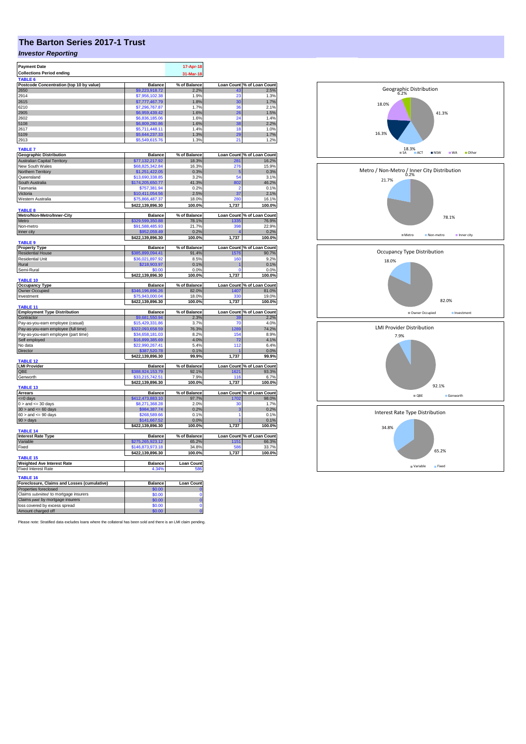# The Barton Series 2017-1 Trust

## *Investor Reporting*

| Payment Date | 17-Apr-18 |
|---|---|
| Collections Period ending | 31-Mar-18 |

**TABLE 6**

| Postcode Concentration (top 10 by value) | Balance | % of Balance | Loan Count | % of Loan Count |
|---|---|---|---|---|
| 2650 | $9,229,918.72 | 2.2% | 43 | 2.5% |
| 2914 | $7,956,102.38 | 1.9% | 23 | 1.3% |
| 2615 | $7,777,467.79 | 1.8% | 30 | 1.7% |
| 6210 | $7,296,767.87 | 1.7% | 36 | 2.1% |
| 2905 | $6,959,439.42 | 1.6% | 26 | 1.5% |
| 2602 | $6,836,185.06 | 1.6% | 24 | 1.4% |
| 5108 | $6,809,280.86 | 1.6% | 38 | 2.2% |
| 2617 | $5,711,448.11 | 1.4% | 18 | 1.0% |
| 5109 | $5,644,237.33 | 1.3% | 29 | 1.7% |
| 2913 | $5,549,615.76 | 1.3% | 21 | 1.2% |

**TABLE 7**

| Geographic Distribution | Balance | % of Balance | Loan Count | % of Loan Count |
|---|---|---|---|---|
| Australian Capital Territory | $77,132,217.92 | 18.3% | 281 | 16.2% |
| New South Wales | $68,825,342.84 | 16.3% | 276 | 15.9% |
| Northern Territory | $1,251,422.05 | 0.3% | 5 | 0.3% |
| Queensland | $13,690,338.85 | 3.2% | 54 | 3.1% |
| South Australia | $174,205,650.77 | 41.3% | 802 | 46.2% |
| Tasmania | $757,381.94 | 0.2% | 2 | 0.1% |
| Victoria | $10,411,054.56 | 2.5% | 37 | 2.1% |
| Western Australia | $75,866,487.37 | 18.0% | 280 | 16.1% |
| | $422,139,896.30 | 100.0% | 1,737 | 100.0% |

**TABLE 8**

| Metro/Non-Metro/Inner-City | Balance | % of Balance | Loan Count | % of Loan Count |
|---|---|---|---|---|
| Metro | $329,599,350.88 | 78.1% | 1335 | 76.9% |
| Non-metro | $91,588,485.93 | 21.7% | 398 | 22.9% |
| Inner city | $952,059.49 | 0.2% | 4 | 0.2% |
| | $422,139,896.30 | 100.0% | 1,737 | 100.0% |

**TABLE 9**

| Property Type | Balance | % of Balance | Loan Count | % of Loan Count |
|---|---|---|---|---|
| Residential House | $385,899,094.41 | 91.4% | 1576 | 90.7% |
| Residential Unit | $36,021,897.92 | 8.5% | 160 | 9.2% |
| Rural | $218,903.97 | 0.1% | 1 | 0.1% |
| Semi-Rural | $0.00 | 0.0% | 0 | 0.0% |
| | $422,139,896.30 | 100.0% | 1,737 | 100.0% |

**TABLE 10**

| Occupancy Type | Balance | % of Balance | Loan Count | % of Loan Count |
|---|---|---|---|---|
| Owner Occupied | $346,196,896.26 | 82.0% | 1407 | 81.0% |
| Investment | $75,943,000.04 | 18.0% | 330 | 19.0% |
| | $422,139,896.30 | 100.0% | 1,737 | 100.0% |

**TABLE 11**

| Employment Type Distribution | Balance | % of Balance | Loan Count | % of Loan Count |
|---|---|---|---|---|
| Contractor | $9,681,550.94 | 2.3% | 39 | 2.2% |
| Pay-as-you-earn employee (casual) | $15,429,331.86 | 3.7% | 70 | 4.0% |
| Pay-as-you-earn employee (full time) | $322,093,658.59 | 76.3% | 1289 | 74.2% |
| Pay-as-you-earn employee (part time) | $34,658,181.03 | 8.2% | 154 | 8.9% |
| Self employed | $16,899,385.69 | 4.0% | 72 | 4.1% |
| No data | $22,990,267.41 | 5.4% | 112 | 6.4% |
| Director | $387,520.78 | 0.1% | 1 | 0.0% |
| | $422,139,896.30 | 99.9% | 1,737 | 99.9% |

**TABLE 12**

| LMI Provider | Balance | % of Balance | Loan Count | % of Loan Count |
|---|---|---|---|---|
| QBE | $388,924,153.79 | 92.1% | 1621 | 93.3% |
| Genworth | $33,215,742.51 | 7.9% | 116 | 6.7% |
| | $422,139,896.30 | 100.0% | 1,737 | 100.0% |

**TABLE 13**

| Arrears | Balance | % of Balance | Loan Count | % of Loan Count |
|---|---|---|---|---|
| <=0 days | $412,473,883.10 | 97.7% | 1702 | 98.0% |
| 0 > and <= 30 days | $8,271,368.28 | 2.0% | 30 | 1.7% |
| 30 > and <= 60 days | $984,387.74 | 0.2% | 3 | 0.2% |
| 60 > and <= 90 days | $268,589.66 | 0.1% | 1 | 0.1% |
| 90 > days | $141,667.52 | 0.0% | 1 | 0.1% |
| | $422,139,896.30 | 100.0% | 1,737 | 100.0% |

**TABLE 14**

| Interest Rate Type | Balance | % of Balance | Loan Count | % of Loan Count |
|---|---|---|---|---|
| Variable | $275,265,923.12 | 65.2% | 1151 | 66.3% |
| Fixed | $146,873,973.18 | 34.8% | 586 | 33.7% |
| | $422,139,896.30 | 100.0% | 1,737 | 100.0% |

**TABLE 15**

| Weighted Ave Interest Rate | Balance | Loan Count |
|---|---|---|
| Fixed Interest Rate | 4.34% | 586 |

**TABLE 16**

| Foreclosure, Claims and Losses (cumulative) | Balance | Loan Count |
|---|---|---|
| Properties foreclosed | $0.00 | 0 |
| Claims *submitted* to mortgage insurers | $0.00 | 0 |
| Claims *paid* by mortgage insurers | $0.00 | 0 |
| loss covered by excess spread | $0.00 | 0 |
| Amount charged off | $0.00 | 0 |

Please note: Stratified data excludes loans where the collateral has been sold and there is an LMI claim pending.

Geographic Distribution: SA 41.3%, ACT 18.3%, NSW 16.3%, WA 18.0%, Other 6.2%

Metro / Non-Metro / Inner City Distribution: Metro 78.1%, Non-metro 21.7%, Inner city 0.2%

Occupancy Type Distribution: Owner Occupied 82.0%, Investment 18.0%

LMI Provider Distribution: QBE 92.1%, Genworth 7.9%

Interest Rate Type Distribution: Variable 65.2%, Fixed 34.8%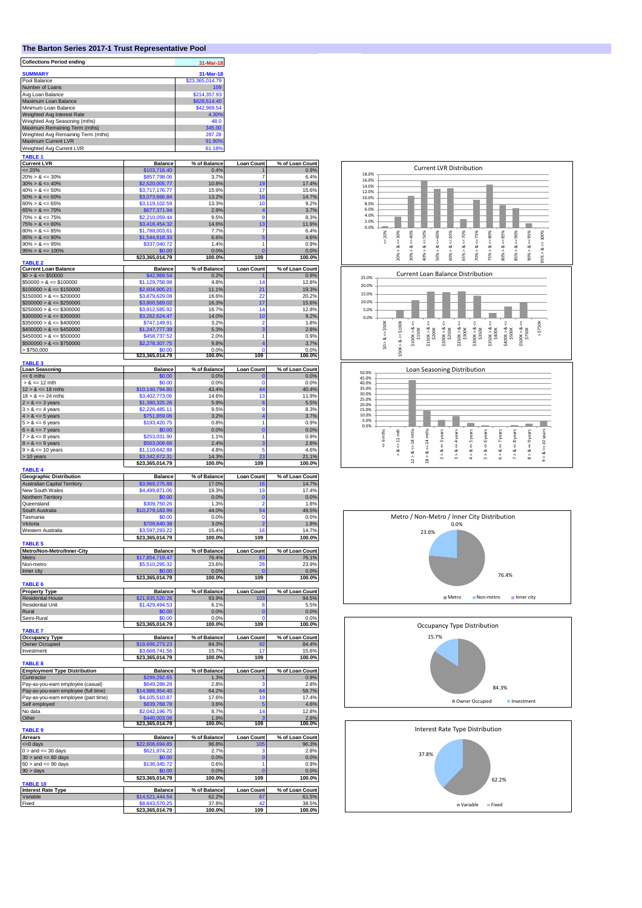# The Barton Series 2017-1 Trust Representative Pool

| Collections Period ending | 31-Mar-18 |
|---|---|

| SUMMARY | 31-Mar-18 |
|---|---|
| Pool Balance | $23,365,014.79 |
| Number of Loans | 109 |
| Avg Loan Balance | $214,357.93 |
| Maximum Loan Balance | $628,614.40 |
| Minimum Loan Balance | $42,969.54 |
| Weighted Avg Interest Rate | 4.30% |
| Weighted Avg Seasoning (mths) | 48.0 |
| Maximum Remaining Term (mths) | 345.00 |
| Weighted Avg Remaining Term (mths) | 287.28 |
| Maximum Current LVR | 91.90% |
| Weighted Avg Current LVR | 61.18% |

TABLE 1

| Current LVR | Balance | % of Balance | Loan Count | % of Loan Count |
|---|---|---|---|---|
| <= 20% | $103,716.40 | 0.4% | 1 | 0.9% |
| 20% > & <= 30% | $857,798.06 | 3.7% | 7 | 6.4% |
| 30% > & <= 40% | $2,520,005.77 | 10.8% | 19 | 17.4% |
| 40% > & <= 50% | $3,717,176.77 | 15.9% | 17 | 15.6% |
| 50% > & <= 60% | $3,073,666.84 | 13.2% | 16 | 14.7% |
| 60% > & <= 65% | $3,119,102.59 | 13.3% | 10 | 9.2% |
| 65% > & <= 70% | $677,371.94 | 2.9% | 4 | 3.7% |
| 70% > & <= 75% | $2,210,059.44 | 9.5% | 9 | 8.3% |
| 75% > & <= 80% | $3,416,454.32 | 14.6% | 13 | 11.9% |
| 80% > & <= 85% | $1,788,003.61 | 7.7% | 7 | 6.4% |
| 85% > & <= 90% | $1,544,618.33 | 6.6% | 5 | 4.6% |
| 90% > & <= 95% | $337,040.72 | 1.4% | 1 | 0.9% |
| 95% > & <= 100% | $0.00 | 0.0% | 0 | 0.0% |
| | $23,365,014.79 | 100.0% | 109 | 100.0% |

TABLE 2

| Current Loan Balance | Balance | % of Balance | Loan Count | % of Loan Count |
|---|---|---|---|---|
| $0 > & <= $50000 | $42,969.54 | 0.2% | 1 | 0.9% |
| $50000 > & <= $100000 | $1,129,758.98 | 4.8% | 14 | 12.8% |
| $100000 > & <= $150000 | $2,604,905.21 | 11.1% | 21 | 19.3% |
| $150000 > & <= $200000 | $3,879,629.08 | 16.6% | 22 | 20.2% |
| $200000 > & <= $250000 | $3,800,569.02 | 16.3% | 17 | 15.6% |
| $250000 > & <= $300000 | $3,912,585.92 | 16.7% | 14 | 12.8% |
| $300000 > & <= $350000 | $3,262,624.47 | 14.0% | 10 | 9.2% |
| $350000 > & <= $400000 | $747,149.91 | 3.2% | 2 | 1.8% |
| $400000 > & <= $450000 | $1,247,777.39 | 5.3% | 3 | 2.8% |
| $450000 > & <= $500000 | $458,737.52 | 2.0% | 1 | 0.9% |
| $500000 > & <= $750000 | $2,278,307.75 | 9.8% | 4 | 3.7% |
| > $750,000 | $0.00 | 0.0% | 0 | 0.0% |
| | $23,365,014.79 | 100.0% | 109 | 100.0% |

TABLE 3

| Loan Seasoning | Balance | % of Balance | Loan Count | % of Loan Count |
|---|---|---|---|---|
| <= 6 mths | $0.00 | 0.0% | 0 | 0.0% |
| > & <= 12 mth | $0.00 | 0.0% | 0 | 0.0% |
| 12 > & <= 18 mths | $10,140,794.80 | 43.4% | 44 | 40.4% |
| 18 > & <= 24 mths | $3,402,773.06 | 14.6% | 13 | 11.9% |
| 2 > & <= 3 years | $1,380,325.26 | 5.9% | 6 | 5.5% |
| 3 > & <= 4 years | $2,226,485.11 | 9.5% | 9 | 8.3% |
| 4 > & <= 5 years | $751,859.06 | 3.2% | 4 | 3.7% |
| 5 > & <= 6 years | $193,420.75 | 0.8% | 1 | 0.9% |
| 6 > & <= 7 years | $0.00 | 0.0% | 0 | 0.0% |
| 7 > & <= 8 years | $253,031.90 | 1.1% | 1 | 0.9% |
| 8 > & <= 9 years | $563,009.66 | 2.4% | 3 | 2.8% |
| 9 > & <= 10 years | $1,110,642.88 | 4.8% | 5 | 4.6% |
| > 10 years | $3,342,672.31 | 14.3% | 23 | 21.1% |
| | $23,365,014.79 | 100.0% | 109 | 100.0% |

TABLE 4

| Geographic Distribution | Balance | % of Balance | Loan Count | % of Loan Count |
|---|---|---|---|---|
| Australian Capital Territory | $3,969,275.88 | 17.0% | 16 | 14.7% |
| New South Wales | $4,499,871.06 | 19.3% | 19 | 17.4% |
| Northern Territory | $0.00 | 0.0% | 0 | 0.0% |
| Queensland | $309,750.26 | 1.3% | 2 | 1.8% |
| South Australia | $10,279,183.99 | 44.0% | 54 | 49.5% |
| Tasmania | $0.00 | 0.0% | 0 | 0.0% |
| Victoria | $709,640.38 | 3.0% | 2 | 1.8% |
| Western Australia | $3,597,293.22 | 15.4% | 16 | 14.7% |
| | $23,365,014.79 | 100.0% | 109 | 100.0% |

TABLE 5

| Metro/Non-Metro/Inner-City | Balance | % of Balance | Loan Count | % of Loan Count |
|---|---|---|---|---|
| Metro | $17,854,719.47 | 76.4% | 83 | 76.1% |
| Non-metro | $5,510,295.32 | 23.6% | 26 | 23.9% |
| Inner city | $0.00 | 0.0% | 0 | 0.0% |
| | $23,365,014.79 | 100.0% | 109 | 100.0% |

TABLE 6

| Property Type | Balance | % of Balance | Loan Count | % of Loan Count |
|---|---|---|---|---|
| Residential House | $21,935,520.26 | 93.9% | 103 | 94.5% |
| Residential Unit | $1,429,494.53 | 6.1% | 6 | 5.5% |
| Rural | $0.00 | 0.0% | 0 | 0.0% |
| Semi-Rural | $0.00 | 0.0% | 0 | 0.0% |
| | $23,365,014.79 | 100.0% | 109 | 100.0% |

TABLE 7

| Occupancy Type | Balance | % of Balance | Loan Count | % of Loan Count |
|---|---|---|---|---|
| Owner Occupied | $19,696,273.23 | 84.3% | 92 | 84.4% |
| Investment | $3,668,741.56 | 15.7% | 17 | 15.6% |
| | $23,365,014.79 | 100.0% | 109 | 100.0% |

TABLE 8

| Employment Type Distribution | Balance | % of Balance | Loan Count | % of Loan Count |
|---|---|---|---|---|
| Contractor | $299,292.65 | 1.3% | 1 | 0.9% |
| Pay-as-you-earn employee (casual) | $649,288.28 | 2.8% | 3 | 2.8% |
| Pay-as-you-earn employee (full time) | $14,988,954.40 | 64.2% | 64 | 58.7% |
| Pay-as-you-earn employee (part time) | $4,105,510.87 | 17.6% | 19 | 17.4% |
| Self employed | $839,768.78 | 3.6% | 5 | 4.6% |
| No data | $2,042,196.75 | 8.7% | 14 | 12.8% |
| Other | $440,003.06 | 1.9% | 3 | 2.8% |
| | $23,365,014.79 | 100.0% | 109 | 100.0% |

TABLE 9

| Arrears | Balance | % of Balance | Loan Count | % of Loan Count |
|---|---|---|---|---|
| <=0 days | $22,606,694.85 | 96.8% | 105 | 96.3% |
| 0 > and <= 30 days | $621,974.22 | 2.7% | 3 | 2.8% |
| 30 > and <= 60 days | $0.00 | 0.0% | 0 | 0.0% |
| 60 > and <= 90 days | $136,345.72 | 0.6% | 1 | 0.9% |
| 90 > days | $0.00 | 0.0% | 0 | 0.0% |
| | $23,365,014.79 | 100.0% | 109 | 100.0% |

TABLE 10

| Interest Rate Type | Balance | % of Balance | Loan Count | % of Loan Count |
|---|---|---|---|---|
| Variable | $14,521,444.54 | 62.2% | 67 | 61.5% |
| Fixed | $8,843,570.25 | 37.8% | 42 | 38.5% |
| | $23,365,014.79 | 100.0% | 109 | 100.0% |

Current LVR Distribution

18.0% 16.0% 14.0% 12.0% 10.0% 8.0% 6.0% 4.0% 2.0% 0.0%

<= 20% 20% > & <= 30% 30% > & <= 40% 40% > & <= 50% 50% > & <= 60% 60% > & <= 65% 65% > & <= 70% 70% > & <= 75% 75% > & <= 80% 80% > & <= 85% 85% > & <= 90% 90% > & <= 95% 95% > & <= 100%

Current Loan Balance Distribution

25.0% 20.0% 15.0% 10.0% 5.0% 0.0%

$0 > & <= $50K $50K > & <= $100K $100K > & <= $150K $150K > & <= $200K $200K > & <= $250K $250K > & <= $300K $300K > & <= $350K $350K > & <= $400K $400K > & <= $500K $500K > & <= $750K > $750K

Loan Seasoning Distribution

50.0% 45.0% 40.0% 35.0% 30.0% 25.0% 20.0% 15.0% 10.0% 5.0% 0.0%

<= 6 mths > & <= 12 mth 12 > & <= 18 mths 18 > & <= 24 mths 2 > & <= 3 years 3 > & <= 4 years 4 > & <= 5 years 5 > & <= 6 years 6 > & <= 7 years 7 > & <= 8 years 8 > & <= 9 years 9 > & <= 10 years

Metro / Non-Metro / Inner City Distribution

0.0%
23.6%
76.4%

Metro Non-metro Inner city

Occupancy Type Distribution

15.7%
84.3%

Owner Occupied Investment

Interest Rate Type Distribution

37.8%
62.2%

Variable Fixed